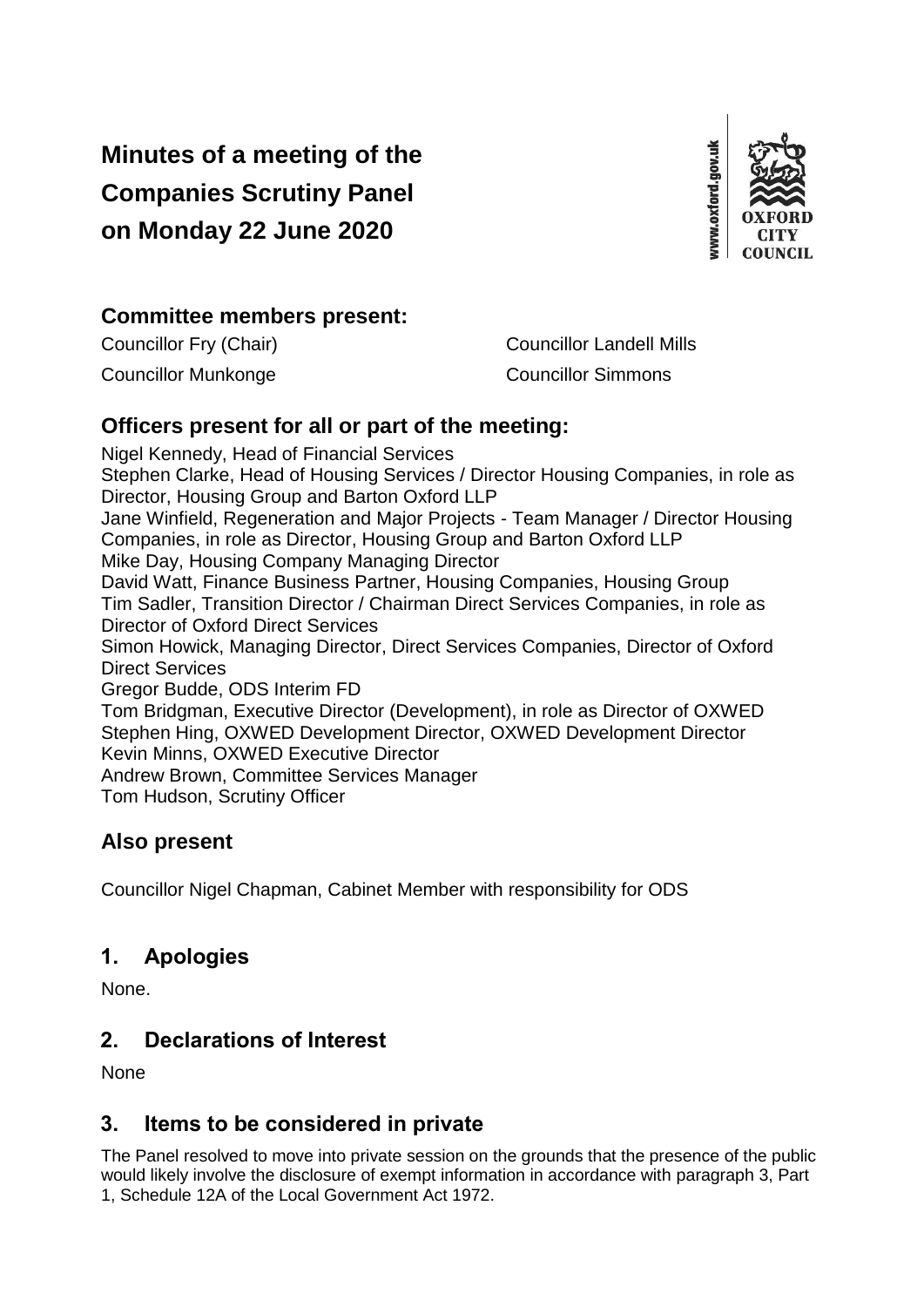# Minutes of a meeting of the Companies Scrutiny Panel on Monday 22 June 2020

## Committee members present:

Councillor Fry (Chair)

Councillor Landell Mills

Councillor Munkonge

Councillor Simmons

## Officers present for all or part of the meeting:

Nigel Kennedy, Head of Financial Services
Stephen Clarke, Head of Housing Services / Director Housing Companies, in role as Director, Housing Group and Barton Oxford LLP
Jane Winfield, Regeneration and Major Projects - Team Manager / Director Housing Companies, in role as Director, Housing Group and Barton Oxford LLP
Mike Day, Housing Company Managing Director
David Watt, Finance Business Partner, Housing Companies, Housing Group
Tim Sadler, Transition Director / Chairman Direct Services Companies, in role as Director of Oxford Direct Services
Simon Howick, Managing Director, Direct Services Companies, Director of Oxford Direct Services
Gregor Budde, ODS Interim FD
Tom Bridgman, Executive Director (Development), in role as Director of OXWED
Stephen Hing, OXWED Development Director, OXWED Development Director
Kevin Minns, OXWED Executive Director
Andrew Brown, Committee Services Manager
Tom Hudson, Scrutiny Officer

## Also present

Councillor Nigel Chapman, Cabinet Member with responsibility for ODS

## 1. Apologies

None.

## 2. Declarations of Interest

None

## 3. Items to be considered in private

The Panel resolved to move into private session on the grounds that the presence of the public would likely involve the disclosure of exempt information in accordance with paragraph 3, Part 1, Schedule 12A of the Local Government Act 1972.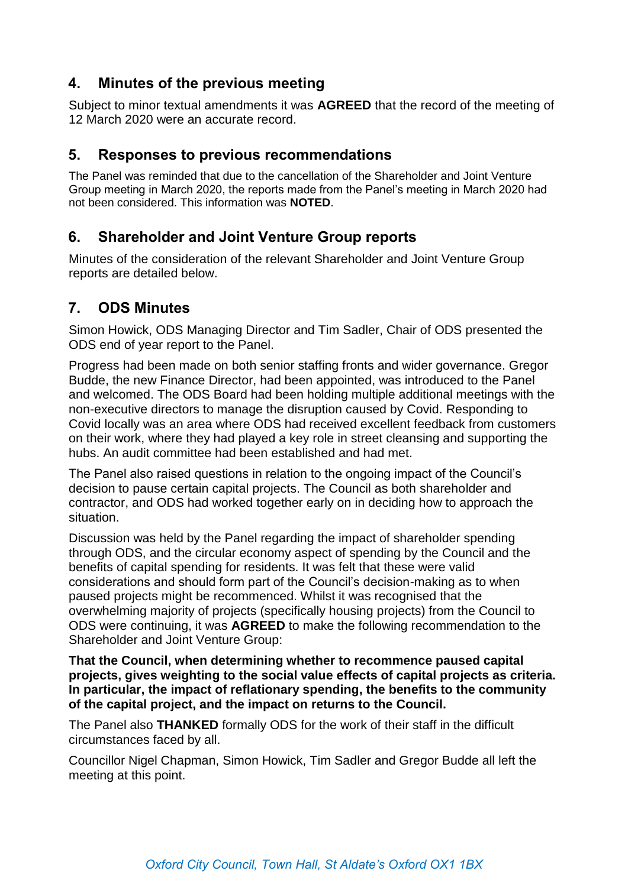## 4. Minutes of the previous meeting

Subject to minor textual amendments it was **AGREED** that the record of the meeting of 12 March 2020 were an accurate record.

## 5. Responses to previous recommendations

The Panel was reminded that due to the cancellation of the Shareholder and Joint Venture Group meeting in March 2020, the reports made from the Panel's meeting in March 2020 had not been considered. This information was **NOTED**.

## 6. Shareholder and Joint Venture Group reports

Minutes of the consideration of the relevant Shareholder and Joint Venture Group reports are detailed below.

## 7. ODS Minutes

Simon Howick, ODS Managing Director and Tim Sadler, Chair of ODS presented the ODS end of year report to the Panel.

Progress had been made on both senior staffing fronts and wider governance. Gregor Budde, the new Finance Director, had been appointed, was introduced to the Panel and welcomed. The ODS Board had been holding multiple additional meetings with the non-executive directors to manage the disruption caused by Covid. Responding to Covid locally was an area where ODS had received excellent feedback from customers on their work, where they had played a key role in street cleansing and supporting the hubs. An audit committee had been established and had met.

The Panel also raised questions in relation to the ongoing impact of the Council's decision to pause certain capital projects. The Council as both shareholder and contractor, and ODS had worked together early on in deciding how to approach the situation.

Discussion was held by the Panel regarding the impact of shareholder spending through ODS, and the circular economy aspect of spending by the Council and the benefits of capital spending for residents. It was felt that these were valid considerations and should form part of the Council's decision-making as to when paused projects might be recommenced. Whilst it was recognised that the overwhelming majority of projects (specifically housing projects) from the Council to ODS were continuing, it was **AGREED** to make the following recommendation to the Shareholder and Joint Venture Group:

**That the Council, when determining whether to recommence paused capital projects, gives weighting to the social value effects of capital projects as criteria. In particular, the impact of reflationary spending, the benefits to the community of the capital project, and the impact on returns to the Council.**

The Panel also **THANKED** formally ODS for the work of their staff in the difficult circumstances faced by all.

Councillor Nigel Chapman, Simon Howick, Tim Sadler and Gregor Budde all left the meeting at this point.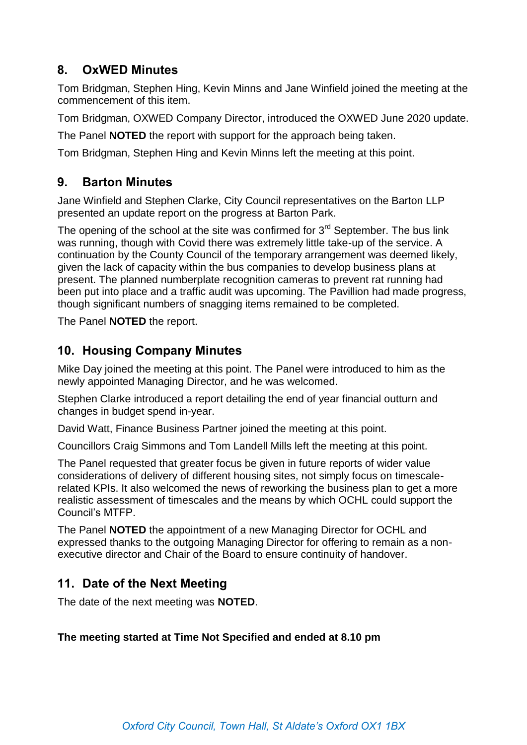## 8. OxWED Minutes

Tom Bridgman, Stephen Hing, Kevin Minns and Jane Winfield joined the meeting at the commencement of this item.

Tom Bridgman, OXWED Company Director, introduced the OXWED June 2020 update.

The Panel **NOTED** the report with support for the approach being taken.

Tom Bridgman, Stephen Hing and Kevin Minns left the meeting at this point.

## 9. Barton Minutes

Jane Winfield and Stephen Clarke, City Council representatives on the Barton LLP presented an update report on the progress at Barton Park.

The opening of the school at the site was confirmed for 3rd September. The bus link was running, though with Covid there was extremely little take-up of the service. A continuation by the County Council of the temporary arrangement was deemed likely, given the lack of capacity within the bus companies to develop business plans at present. The planned numberplate recognition cameras to prevent rat running had been put into place and a traffic audit was upcoming. The Pavillion had made progress, though significant numbers of snagging items remained to be completed.

The Panel **NOTED** the report.

## 10. Housing Company Minutes

Mike Day joined the meeting at this point. The Panel were introduced to him as the newly appointed Managing Director, and he was welcomed.

Stephen Clarke introduced a report detailing the end of year financial outturn and changes in budget spend in-year.

David Watt, Finance Business Partner joined the meeting at this point.

Councillors Craig Simmons and Tom Landell Mills left the meeting at this point.

The Panel requested that greater focus be given in future reports of wider value considerations of delivery of different housing sites, not simply focus on timescale-related KPIs. It also welcomed the news of reworking the business plan to get a more realistic assessment of timescales and the means by which OCHL could support the Council's MTFP.

The Panel **NOTED** the appointment of a new Managing Director for OCHL and expressed thanks to the outgoing Managing Director for offering to remain as a non-executive director and Chair of the Board to ensure continuity of handover.

## 11. Date of the Next Meeting

The date of the next meeting was **NOTED**.

**The meeting started at Time Not Specified and ended at 8.10 pm**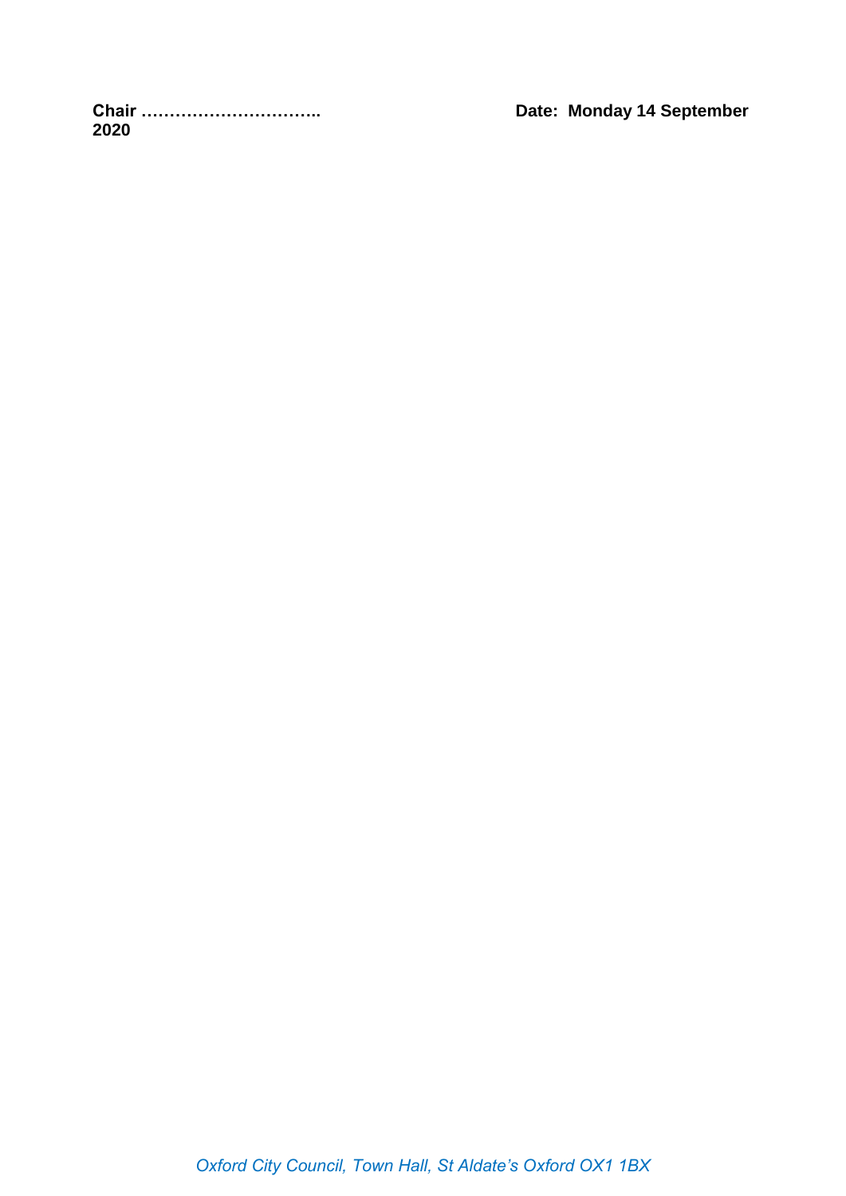**Chair …………………………..** **Date: Monday 14 September 2020**